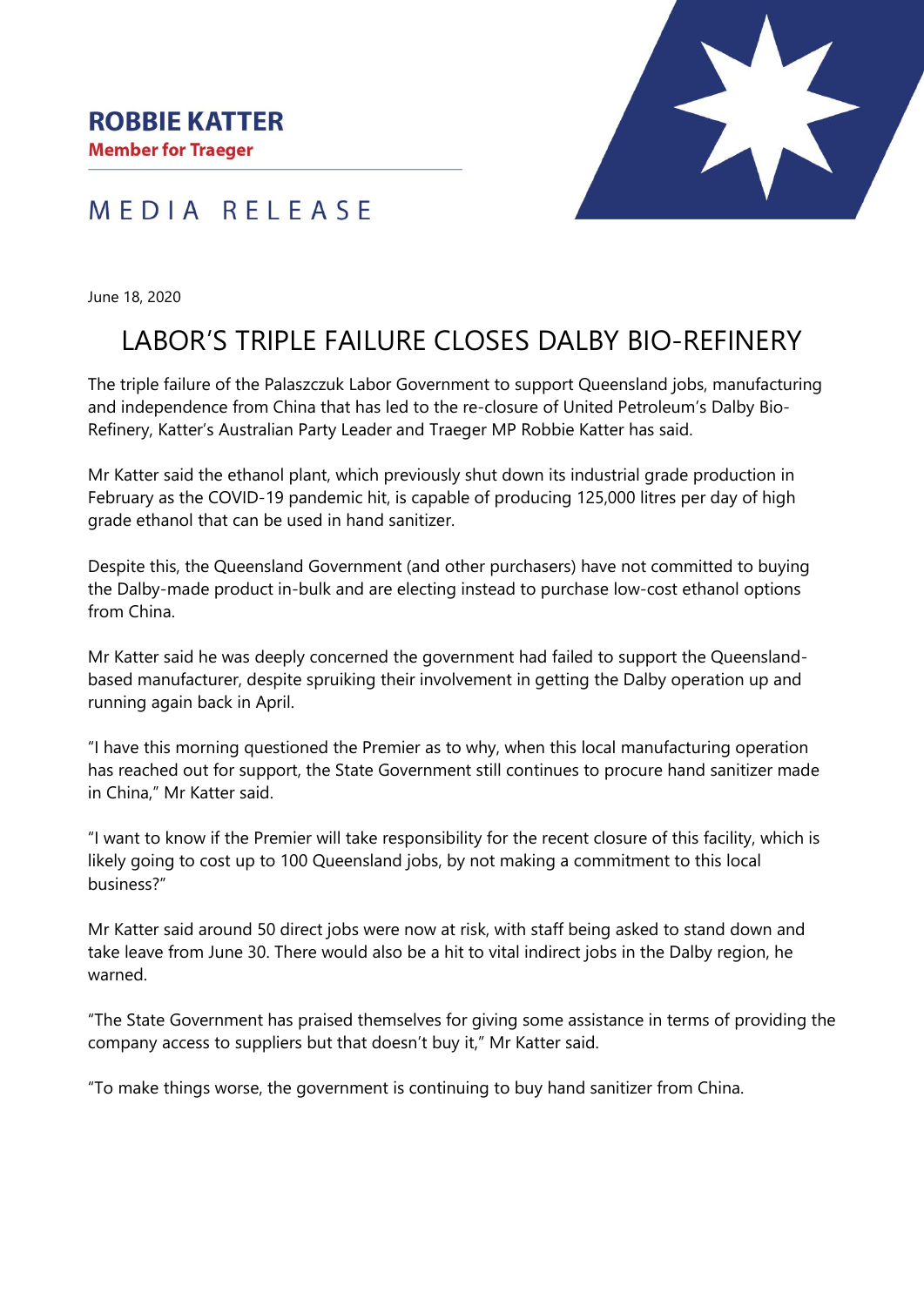**ROBBIE KATTER**
**Member for Traeger**

MEDIA RELEASE

June 18, 2020

# LABOR'S TRIPLE FAILURE CLOSES DALBY BIO-REFINERY

The triple failure of the Palaszczuk Labor Government to support Queensland jobs, manufacturing and independence from China that has led to the re-closure of United Petroleum's Dalby Bio-Refinery, Katter's Australian Party Leader and Traeger MP Robbie Katter has said.

Mr Katter said the ethanol plant, which previously shut down its industrial grade production in February as the COVID-19 pandemic hit, is capable of producing 125,000 litres per day of high grade ethanol that can be used in hand sanitizer.

Despite this, the Queensland Government (and other purchasers) have not committed to buying the Dalby-made product in-bulk and are electing instead to purchase low-cost ethanol options from China.

Mr Katter said he was deeply concerned the government had failed to support the Queensland-based manufacturer, despite spruiking their involvement in getting the Dalby operation up and running again back in April.

"I have this morning questioned the Premier as to why, when this local manufacturing operation has reached out for support, the State Government still continues to procure hand sanitizer made in China," Mr Katter said.

"I want to know if the Premier will take responsibility for the recent closure of this facility, which is likely going to cost up to 100 Queensland jobs, by not making a commitment to this local business?"

Mr Katter said around 50 direct jobs were now at risk, with staff being asked to stand down and take leave from June 30. There would also be a hit to vital indirect jobs in the Dalby region, he warned.

"The State Government has praised themselves for giving some assistance in terms of providing the company access to suppliers but that doesn't buy it," Mr Katter said.

"To make things worse, the government is continuing to buy hand sanitizer from China.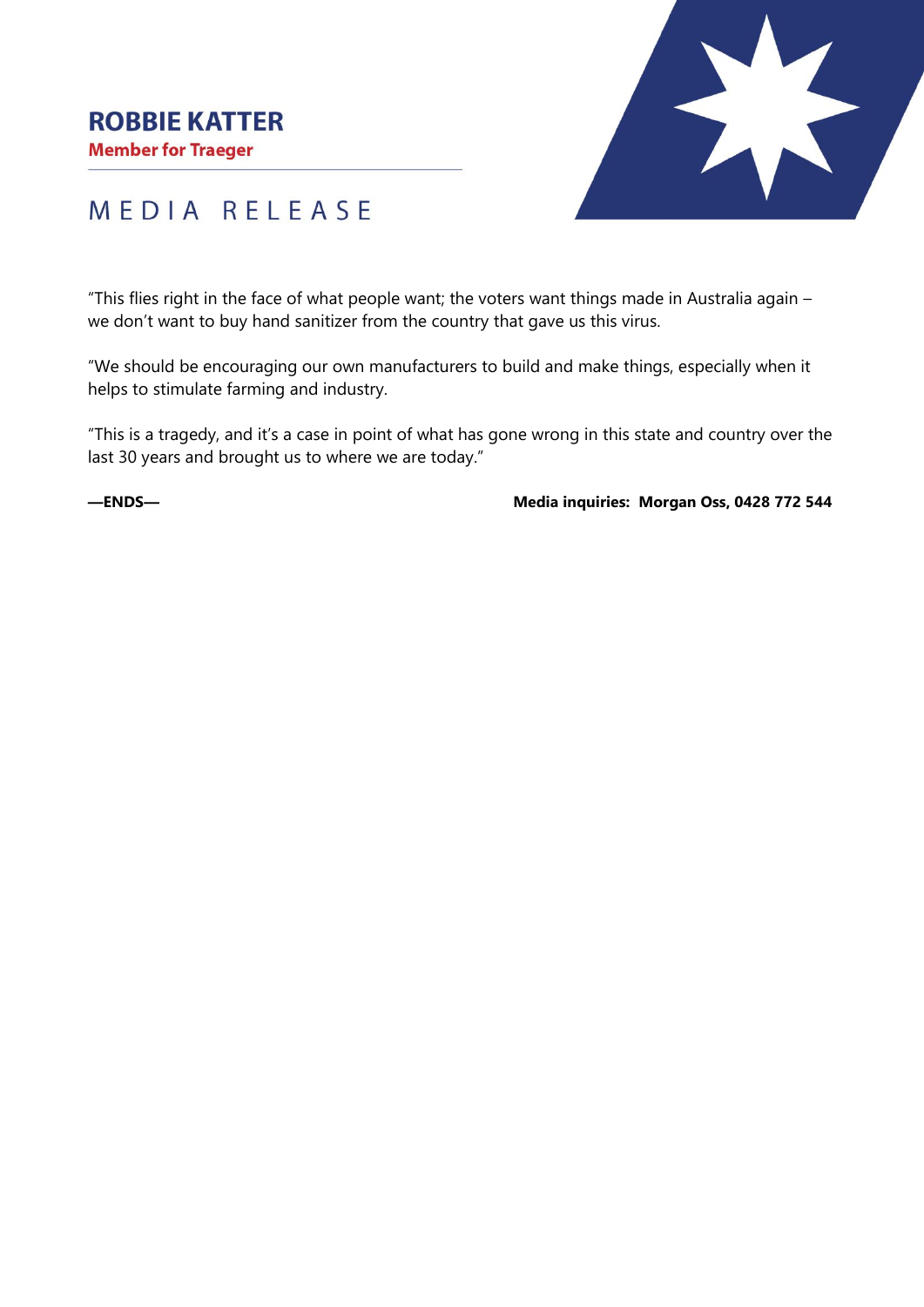**ROBBIE KATTER**
**Member for Traeger**

MEDIA RELEASE

"This flies right in the face of what people want; the voters want things made in Australia again – we don't want to buy hand sanitizer from the country that gave us this virus.

"We should be encouraging our own manufacturers to build and make things, especially when it helps to stimulate farming and industry.

"This is a tragedy, and it's a case in point of what has gone wrong in this state and country over the last 30 years and brought us to where we are today."

**—ENDS—**

**Media inquiries: Morgan Oss, 0428 772 544**